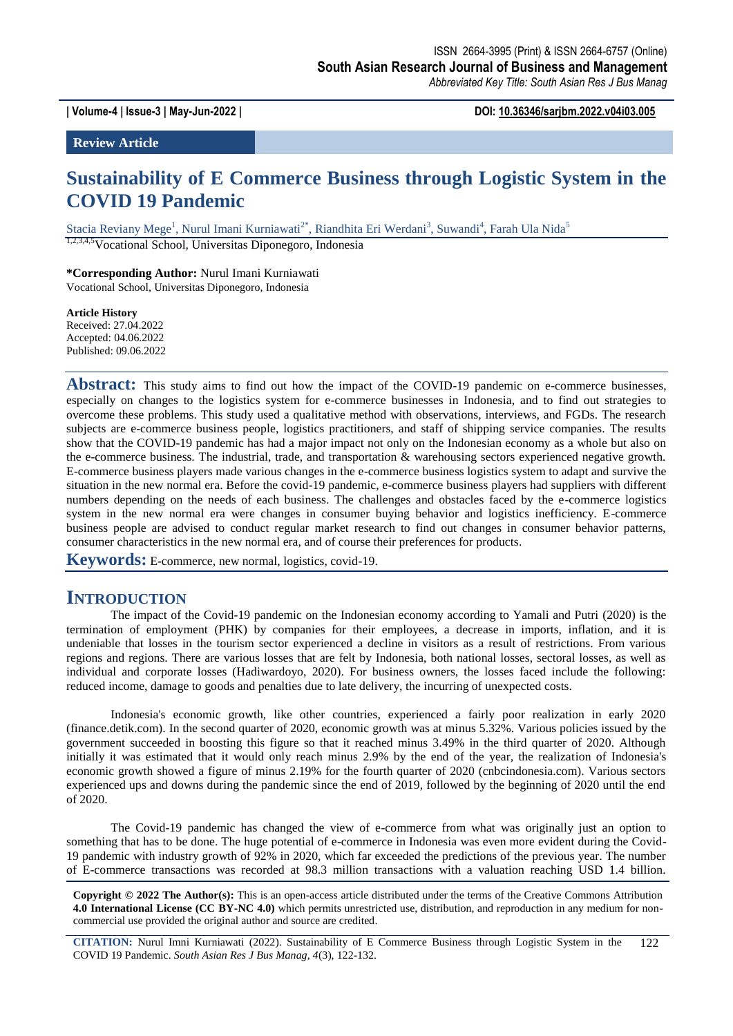ISSN 2664-3995 (Print) & ISSN 2664-6757 (Online)
**South Asian Research Journal of Business and Management**
*Abbreviated Key Title: South Asian Res J Bus Manag*

**| Volume-4 | Issue-3 | May-Jun-2022 |** **DOI: 10.36346/sarjbm.2022.v04i03.005**

**Review Article**

# Sustainability of E Commerce Business through Logistic System in the COVID 19 Pandemic

Stacia Reviany Mege[1], Nurul Imani Kurniawati[2*], Riandhita Eri Werdani[3], Suwandi[4], Farah Ula Nida[5]

[1,2,3,4,5]Vocational School, Universitas Diponegoro, Indonesia

**\*Corresponding Author:** Nurul Imani Kurniawati
Vocational School, Universitas Diponegoro, Indonesia

**Article History**
Received: 27.04.2022
Accepted: 04.06.2022
Published: 09.06.2022

**Abstract:** This study aims to find out how the impact of the COVID-19 pandemic on e-commerce businesses, especially on changes to the logistics system for e-commerce businesses in Indonesia, and to find out strategies to overcome these problems. This study used a qualitative method with observations, interviews, and FGDs. The research subjects are e-commerce business people, logistics practitioners, and staff of shipping service companies. The results show that the COVID-19 pandemic has had a major impact not only on the Indonesian economy as a whole but also on the e-commerce business. The industrial, trade, and transportation & warehousing sectors experienced negative growth. E-commerce business players made various changes in the e-commerce business logistics system to adapt and survive the situation in the new normal era. Before the covid-19 pandemic, e-commerce business players had suppliers with different numbers depending on the needs of each business. The challenges and obstacles faced by the e-commerce logistics system in the new normal era were changes in consumer buying behavior and logistics inefficiency. E-commerce business people are advised to conduct regular market research to find out changes in consumer behavior patterns, consumer characteristics in the new normal era, and of course their preferences for products.

**Keywords:** E-commerce, new normal, logistics, covid-19.

## INTRODUCTION

The impact of the Covid-19 pandemic on the Indonesian economy according to Yamali and Putri (2020) is the termination of employment (PHK) by companies for their employees, a decrease in imports, inflation, and it is undeniable that losses in the tourism sector experienced a decline in visitors as a result of restrictions. From various regions and regions. There are various losses that are felt by Indonesia, both national losses, sectoral losses, as well as individual and corporate losses (Hadiwardoyo, 2020). For business owners, the losses faced include the following: reduced income, damage to goods and penalties due to late delivery, the incurring of unexpected costs.

Indonesia's economic growth, like other countries, experienced a fairly poor realization in early 2020 (finance.detik.com). In the second quarter of 2020, economic growth was at minus 5.32%. Various policies issued by the government succeeded in boosting this figure so that it reached minus 3.49% in the third quarter of 2020. Although initially it was estimated that it would only reach minus 2.9% by the end of the year, the realization of Indonesia's economic growth showed a figure of minus 2.19% for the fourth quarter of 2020 (cnbcindonesia.com). Various sectors experienced ups and downs during the pandemic since the end of 2019, followed by the beginning of 2020 until the end of 2020.

The Covid-19 pandemic has changed the view of e-commerce from what was originally just an option to something that has to be done. The huge potential of e-commerce in Indonesia was even more evident during the Covid-19 pandemic with industry growth of 92% in 2020, which far exceeded the predictions of the previous year. The number of E-commerce transactions was recorded at 98.3 million transactions with a valuation reaching USD 1.4 billion.

**Copyright © 2022 The Author(s):** This is an open-access article distributed under the terms of the Creative Commons Attribution **4.0 International License (CC BY-NC 4.0)** which permits unrestricted use, distribution, and reproduction in any medium for non-commercial use provided the original author and source are credited.

**CITATION:** Nurul Imni Kurniawati (2022). Sustainability of E Commerce Business through Logistic System in the COVID 19 Pandemic. *South Asian Res J Bus Manag, 4*(3), 122-132.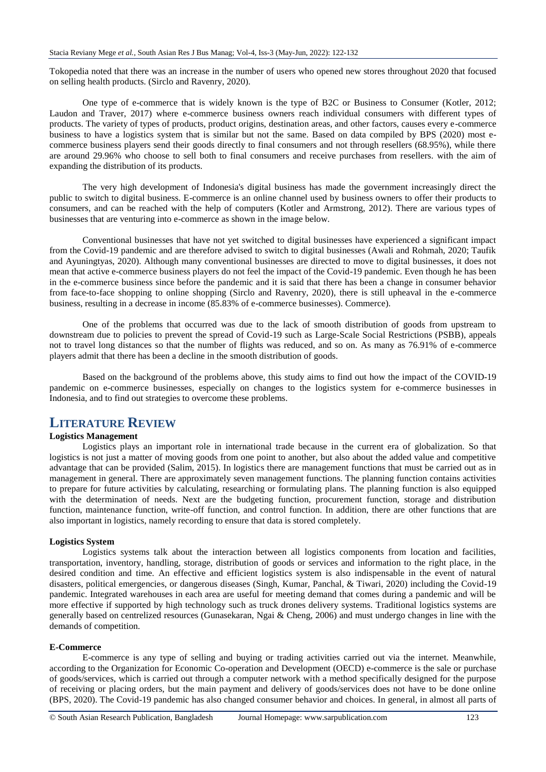Tokopedia noted that there was an increase in the number of users who opened new stores throughout 2020 that focused on selling health products. (Sirclo and Ravenry, 2020).

One type of e-commerce that is widely known is the type of B2C or Business to Consumer (Kotler, 2012; Laudon and Traver, 2017) where e-commerce business owners reach individual consumers with different types of products. The variety of types of products, product origins, destination areas, and other factors, causes every e-commerce business to have a logistics system that is similar but not the same. Based on data compiled by BPS (2020) most e-commerce business players send their goods directly to final consumers and not through resellers (68.95%), while there are around 29.96% who choose to sell both to final consumers and receive purchases from resellers. with the aim of expanding the distribution of its products.

The very high development of Indonesia's digital business has made the government increasingly direct the public to switch to digital business. E-commerce is an online channel used by business owners to offer their products to consumers, and can be reached with the help of computers (Kotler and Armstrong, 2012). There are various types of businesses that are venturing into e-commerce as shown in the image below.

Conventional businesses that have not yet switched to digital businesses have experienced a significant impact from the Covid-19 pandemic and are therefore advised to switch to digital businesses (Awali and Rohmah, 2020; Taufik and Ayuningtyas, 2020). Although many conventional businesses are directed to move to digital businesses, it does not mean that active e-commerce business players do not feel the impact of the Covid-19 pandemic. Even though he has been in the e-commerce business since before the pandemic and it is said that there has been a change in consumer behavior from face-to-face shopping to online shopping (Sirclo and Ravenry, 2020), there is still upheaval in the e-commerce business, resulting in a decrease in income (85.83% of e-commerce businesses). Commerce).

One of the problems that occurred was due to the lack of smooth distribution of goods from upstream to downstream due to policies to prevent the spread of Covid-19 such as Large-Scale Social Restrictions (PSBB), appeals not to travel long distances so that the number of flights was reduced, and so on. As many as 76.91% of e-commerce players admit that there has been a decline in the smooth distribution of goods.

Based on the background of the problems above, this study aims to find out how the impact of the COVID-19 pandemic on e-commerce businesses, especially on changes to the logistics system for e-commerce businesses in Indonesia, and to find out strategies to overcome these problems.

# LITERATURE REVIEW

### Logistics Management

Logistics plays an important role in international trade because in the current era of globalization. So that logistics is not just a matter of moving goods from one point to another, but also about the added value and competitive advantage that can be provided (Salim, 2015). In logistics there are management functions that must be carried out as in management in general. There are approximately seven management functions. The planning function contains activities to prepare for future activities by calculating, researching or formulating plans. The planning function is also equipped with the determination of needs. Next are the budgeting function, procurement function, storage and distribution function, maintenance function, write-off function, and control function. In addition, there are other functions that are also important in logistics, namely recording to ensure that data is stored completely.

### Logistics System

Logistics systems talk about the interaction between all logistics components from location and facilities, transportation, inventory, handling, storage, distribution of goods or services and information to the right place, in the desired condition and time. An effective and efficient logistics system is also indispensable in the event of natural disasters, political emergencies, or dangerous diseases (Singh, Kumar, Panchal, & Tiwari, 2020) including the Covid-19 pandemic. Integrated warehouses in each area are useful for meeting demand that comes during a pandemic and will be more effective if supported by high technology such as truck drones delivery systems. Traditional logistics systems are generally based on centrelized resources (Gunasekaran, Ngai & Cheng, 2006) and must undergo changes in line with the demands of competition.

### E-Commerce

E-commerce is any type of selling and buying or trading activities carried out via the internet. Meanwhile, according to the Organization for Economic Co-operation and Development (OECD) e-commerce is the sale or purchase of goods/services, which is carried out through a computer network with a method specifically designed for the purpose of receiving or placing orders, but the main payment and delivery of goods/services does not have to be done online (BPS, 2020). The Covid-19 pandemic has also changed consumer behavior and choices. In general, in almost all parts of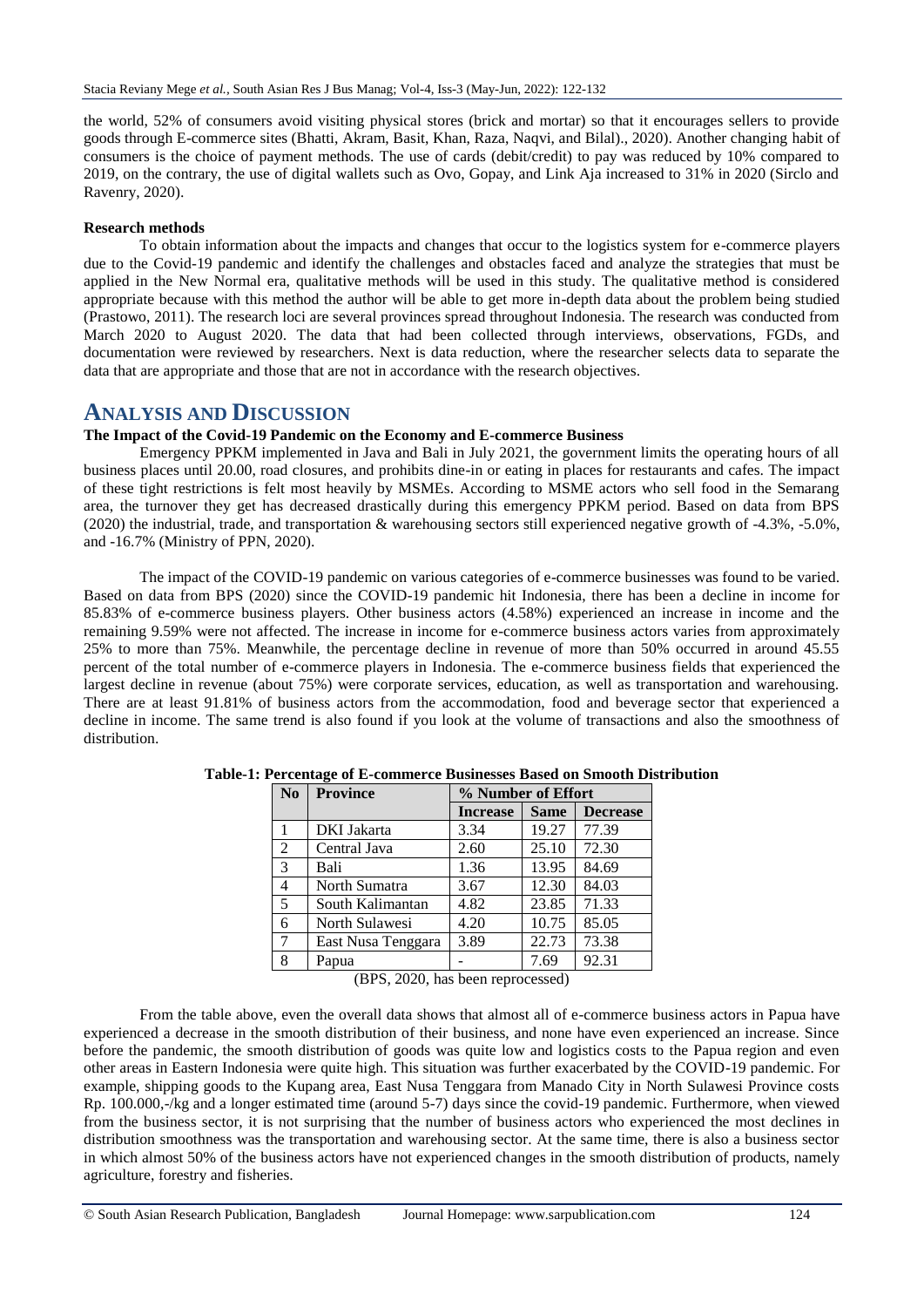the world, 52% of consumers avoid visiting physical stores (brick and mortar) so that it encourages sellers to provide goods through E-commerce sites (Bhatti, Akram, Basit, Khan, Raza, Naqvi, and Bilal)., 2020). Another changing habit of consumers is the choice of payment methods. The use of cards (debit/credit) to pay was reduced by 10% compared to 2019, on the contrary, the use of digital wallets such as Ovo, Gopay, and Link Aja increased to 31% in 2020 (Sirclo and Ravenry, 2020).

**Research methods**

To obtain information about the impacts and changes that occur to the logistics system for e-commerce players due to the Covid-19 pandemic and identify the challenges and obstacles faced and analyze the strategies that must be applied in the New Normal era, qualitative methods will be used in this study. The qualitative method is considered appropriate because with this method the author will be able to get more in-depth data about the problem being studied (Prastowo, 2011). The research loci are several provinces spread throughout Indonesia. The research was conducted from March 2020 to August 2020. The data that had been collected through interviews, observations, FGDs, and documentation were reviewed by researchers. Next is data reduction, where the researcher selects data to separate the data that are appropriate and those that are not in accordance with the research objectives.

## ANALYSIS AND DISCUSSION

**The Impact of the Covid-19 Pandemic on the Economy and E-commerce Business**

Emergency PPKM implemented in Java and Bali in July 2021, the government limits the operating hours of all business places until 20.00, road closures, and prohibits dine-in or eating in places for restaurants and cafes. The impact of these tight restrictions is felt most heavily by MSMEs. According to MSME actors who sell food in the Semarang area, the turnover they get has decreased drastically during this emergency PPKM period. Based on data from BPS (2020) the industrial, trade, and transportation & warehousing sectors still experienced negative growth of -4.3%, -5.0%, and -16.7% (Ministry of PPN, 2020).

The impact of the COVID-19 pandemic on various categories of e-commerce businesses was found to be varied. Based on data from BPS (2020) since the COVID-19 pandemic hit Indonesia, there has been a decline in income for 85.83% of e-commerce business players. Other business actors (4.58%) experienced an increase in income and the remaining 9.59% were not affected. The increase in income for e-commerce business actors varies from approximately 25% to more than 75%. Meanwhile, the percentage decline in revenue of more than 50% occurred in around 45.55 percent of the total number of e-commerce players in Indonesia. The e-commerce business fields that experienced the largest decline in revenue (about 75%) were corporate services, education, as well as transportation and warehousing. There are at least 91.81% of business actors from the accommodation, food and beverage sector that experienced a decline in income. The same trend is also found if you look at the volume of transactions and also the smoothness of distribution.

**Table-1: Percentage of E-commerce Businesses Based on Smooth Distribution**

| No | Province | % Number of Effort | | |
|---|---|---|---|---|
| | | Increase | Same | Decrease |
| 1 | DKI Jakarta | 3.34 | 19.27 | 77.39 |
| 2 | Central Java | 2.60 | 25.10 | 72.30 |
| 3 | Bali | 1.36 | 13.95 | 84.69 |
| 4 | North Sumatra | 3.67 | 12.30 | 84.03 |
| 5 | South Kalimantan | 4.82 | 23.85 | 71.33 |
| 6 | North Sulawesi | 4.20 | 10.75 | 85.05 |
| 7 | East Nusa Tenggara | 3.89 | 22.73 | 73.38 |
| 8 | Papua | - | 7.69 | 92.31 |

(BPS, 2020, has been reprocessed)

From the table above, even the overall data shows that almost all of e-commerce business actors in Papua have experienced a decrease in the smooth distribution of their business, and none have even experienced an increase. Since before the pandemic, the smooth distribution of goods was quite low and logistics costs to the Papua region and even other areas in Eastern Indonesia were quite high. This situation was further exacerbated by the COVID-19 pandemic. For example, shipping goods to the Kupang area, East Nusa Tenggara from Manado City in North Sulawesi Province costs Rp. 100.000,-/kg and a longer estimated time (around 5-7) days since the covid-19 pandemic. Furthermore, when viewed from the business sector, it is not surprising that the number of business actors who experienced the most declines in distribution smoothness was the transportation and warehousing sector. At the same time, there is also a business sector in which almost 50% of the business actors have not experienced changes in the smooth distribution of products, namely agriculture, forestry and fisheries.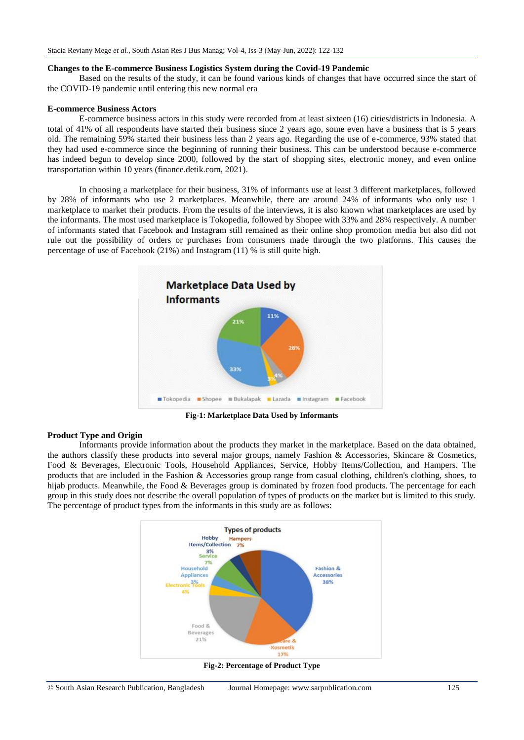### Changes to the E-commerce Business Logistics System during the Covid-19 Pandemic

Based on the results of the study, it can be found various kinds of changes that have occurred since the start of the COVID-19 pandemic until entering this new normal era

### E-commerce Business Actors

E-commerce business actors in this study were recorded from at least sixteen (16) cities/districts in Indonesia. A total of 41% of all respondents have started their business since 2 years ago, some even have a business that is 5 years old. The remaining 59% started their business less than 2 years ago. Regarding the use of e-commerce, 93% stated that they had used e-commerce since the beginning of running their business. This can be understood because e-commerce has indeed begun to develop since 2000, followed by the start of shopping sites, electronic money, and even online transportation within 10 years (finance.detik.com, 2021).

In choosing a marketplace for their business, 31% of informants use at least 3 different marketplaces, followed by 28% of informants who use 2 marketplaces. Meanwhile, there are around 24% of informants who only use 1 marketplace to market their products. From the results of the interviews, it is also known what marketplaces are used by the informants. The most used marketplace is Tokopedia, followed by Shopee with 33% and 28% respectively. A number of informants stated that Facebook and Instagram still remained as their online shop promotion media but also did not rule out the possibility of orders or purchases from consumers made through the two platforms. This causes the percentage of use of Facebook (21%) and Instagram (11) % is still quite high.

**Fig-1: Marketplace Data Used by Informants**

### Product Type and Origin

Informants provide information about the products they market in the marketplace. Based on the data obtained, the authors classify these products into several major groups, namely Fashion & Accessories, Skincare & Cosmetics, Food & Beverages, Electronic Tools, Household Appliances, Service, Hobby Items/Collection, and Hampers. The products that are included in the Fashion & Accessories group range from casual clothing, children's clothing, shoes, to hijab products. Meanwhile, the Food & Beverages group is dominated by frozen food products. The percentage for each group in this study does not describe the overall population of types of products on the market but is limited to this study. The percentage of product types from the informants in this study are as follows:

**Fig-2: Percentage of Product Type**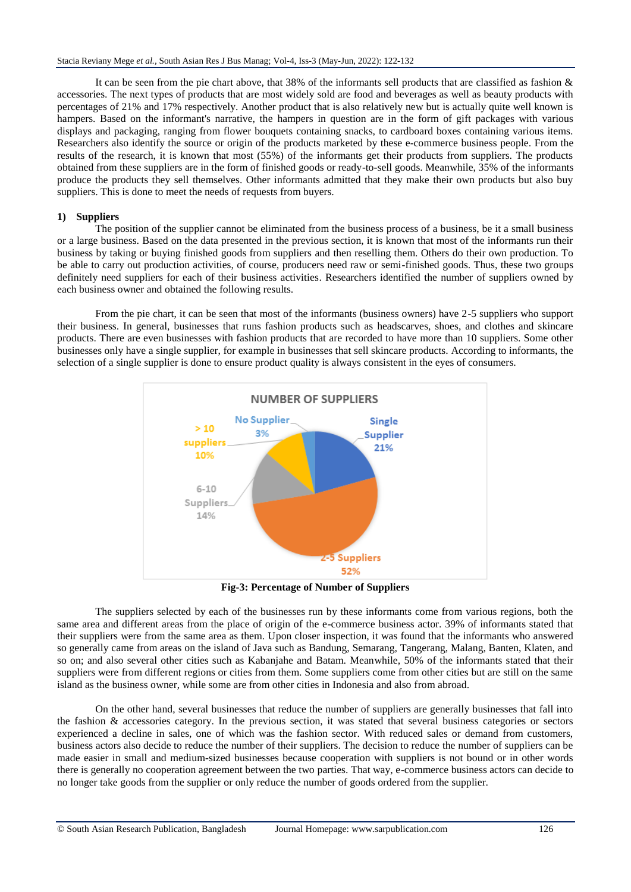It can be seen from the pie chart above, that 38% of the informants sell products that are classified as fashion & accessories. The next types of products that are most widely sold are food and beverages as well as beauty products with percentages of 21% and 17% respectively. Another product that is also relatively new but is actually quite well known is hampers. Based on the informant's narrative, the hampers in question are in the form of gift packages with various displays and packaging, ranging from flower bouquets containing snacks, to cardboard boxes containing various items. Researchers also identify the source or origin of the products marketed by these e-commerce business people. From the results of the research, it is known that most (55%) of the informants get their products from suppliers. The products obtained from these suppliers are in the form of finished goods or ready-to-sell goods. Meanwhile, 35% of the informants produce the products they sell themselves. Other informants admitted that they make their own products but also buy suppliers. This is done to meet the needs of requests from buyers.

**1) Suppliers**

The position of the supplier cannot be eliminated from the business process of a business, be it a small business or a large business. Based on the data presented in the previous section, it is known that most of the informants run their business by taking or buying finished goods from suppliers and then reselling them. Others do their own production. To be able to carry out production activities, of course, producers need raw or semi-finished goods. Thus, these two groups definitely need suppliers for each of their business activities. Researchers identified the number of suppliers owned by each business owner and obtained the following results.

From the pie chart, it can be seen that most of the informants (business owners) have 2-5 suppliers who support their business. In general, businesses that runs fashion products such as headscarves, shoes, and clothes and skincare products. There are even businesses with fashion products that are recorded to have more than 10 suppliers. Some other businesses only have a single supplier, for example in businesses that sell skincare products. According to informants, the selection of a single supplier is done to ensure product quality is always consistent in the eyes of consumers.

NUMBER OF SUPPLIERS

No Supplier 3%; Single Supplier 21%; 2-5 Suppliers 52%; 6-10 Suppliers 14%; > 10 suppliers 10%

**Fig-3: Percentage of Number of Suppliers**

The suppliers selected by each of the businesses run by these informants come from various regions, both the same area and different areas from the place of origin of the e-commerce business actor. 39% of informants stated that their suppliers were from the same area as them. Upon closer inspection, it was found that the informants who answered so generally came from areas on the island of Java such as Bandung, Semarang, Tangerang, Malang, Banten, Klaten, and so on; and also several other cities such as Kabanjahe and Batam. Meanwhile, 50% of the informants stated that their suppliers were from different regions or cities from them. Some suppliers come from other cities but are still on the same island as the business owner, while some are from other cities in Indonesia and also from abroad.

On the other hand, several businesses that reduce the number of suppliers are generally businesses that fall into the fashion & accessories category. In the previous section, it was stated that several business categories or sectors experienced a decline in sales, one of which was the fashion sector. With reduced sales or demand from customers, business actors also decide to reduce the number of their suppliers. The decision to reduce the number of suppliers can be made easier in small and medium-sized businesses because cooperation with suppliers is not bound or in other words there is generally no cooperation agreement between the two parties. That way, e-commerce business actors can decide to no longer take goods from the supplier or only reduce the number of goods ordered from the supplier.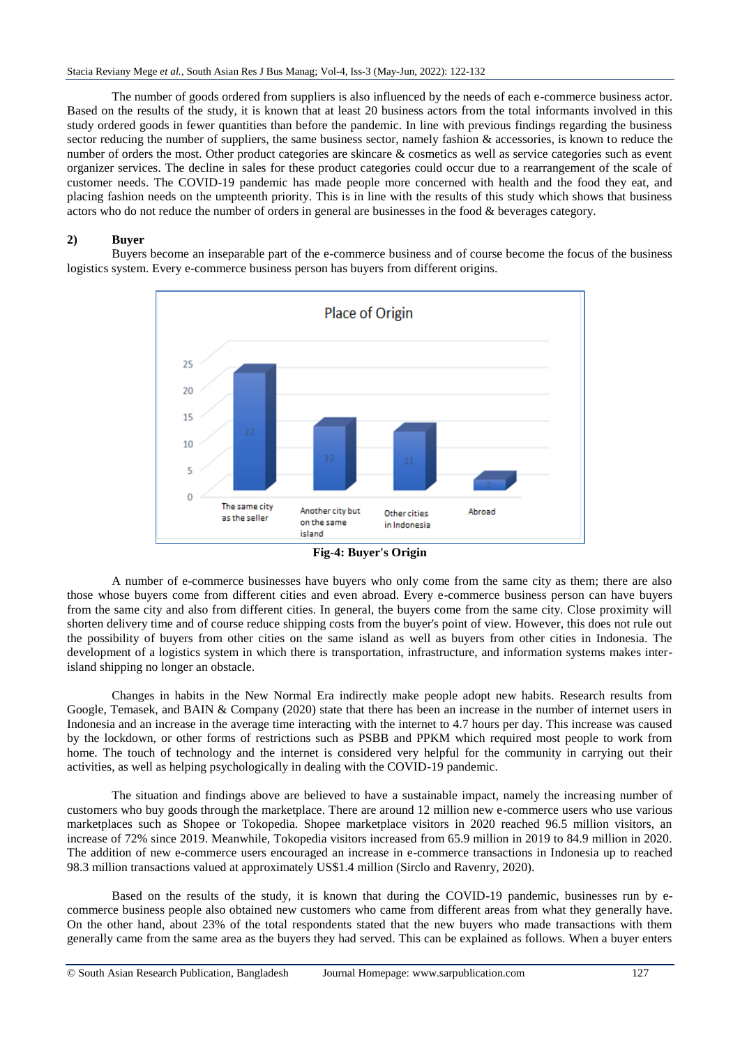The number of goods ordered from suppliers is also influenced by the needs of each e-commerce business actor. Based on the results of the study, it is known that at least 20 business actors from the total informants involved in this study ordered goods in fewer quantities than before the pandemic. In line with previous findings regarding the business sector reducing the number of suppliers, the same business sector, namely fashion & accessories, is known to reduce the number of orders the most. Other product categories are skincare & cosmetics as well as service categories such as event organizer services. The decline in sales for these product categories could occur due to a rearrangement of the scale of customer needs. The COVID-19 pandemic has made people more concerned with health and the food they eat, and placing fashion needs on the umpteenth priority. This is in line with the results of this study which shows that business actors who do not reduce the number of orders in general are businesses in the food & beverages category.

**2) Buyer**

Buyers become an inseparable part of the e-commerce business and of course become the focus of the business logistics system. Every e-commerce business person has buyers from different origins.

| Place of Origin | Count |
|---|---|
| The same city as the seller | 22 |
| Another city but on the same island | 12 |
| Other cities in Indonesia | 11 |
| Abroad | 2 |

**Fig-4: Buyer's Origin**

A number of e-commerce businesses have buyers who only come from the same city as them; there are also those whose buyers come from different cities and even abroad. Every e-commerce business person can have buyers from the same city and also from different cities. In general, the buyers come from the same city. Close proximity will shorten delivery time and of course reduce shipping costs from the buyer's point of view. However, this does not rule out the possibility of buyers from other cities on the same island as well as buyers from other cities in Indonesia. The development of a logistics system in which there is transportation, infrastructure, and information systems makes inter-island shipping no longer an obstacle.

Changes in habits in the New Normal Era indirectly make people adopt new habits. Research results from Google, Temasek, and BAIN & Company (2020) state that there has been an increase in the number of internet users in Indonesia and an increase in the average time interacting with the internet to 4.7 hours per day. This increase was caused by the lockdown, or other forms of restrictions such as PSBB and PPKM which required most people to work from home. The touch of technology and the internet is considered very helpful for the community in carrying out their activities, as well as helping psychologically in dealing with the COVID-19 pandemic.

The situation and findings above are believed to have a sustainable impact, namely the increasing number of customers who buy goods through the marketplace. There are around 12 million new e-commerce users who use various marketplaces such as Shopee or Tokopedia. Shopee marketplace visitors in 2020 reached 96.5 million visitors, an increase of 72% since 2019. Meanwhile, Tokopedia visitors increased from 65.9 million in 2019 to 84.9 million in 2020. The addition of new e-commerce users encouraged an increase in e-commerce transactions in Indonesia up to reached 98.3 million transactions valued at approximately US$1.4 million (Sirclo and Ravenry, 2020).

Based on the results of the study, it is known that during the COVID-19 pandemic, businesses run by e-commerce business people also obtained new customers who came from different areas from what they generally have. On the other hand, about 23% of the total respondents stated that the new buyers who made transactions with them generally came from the same area as the buyers they had served. This can be explained as follows. When a buyer enters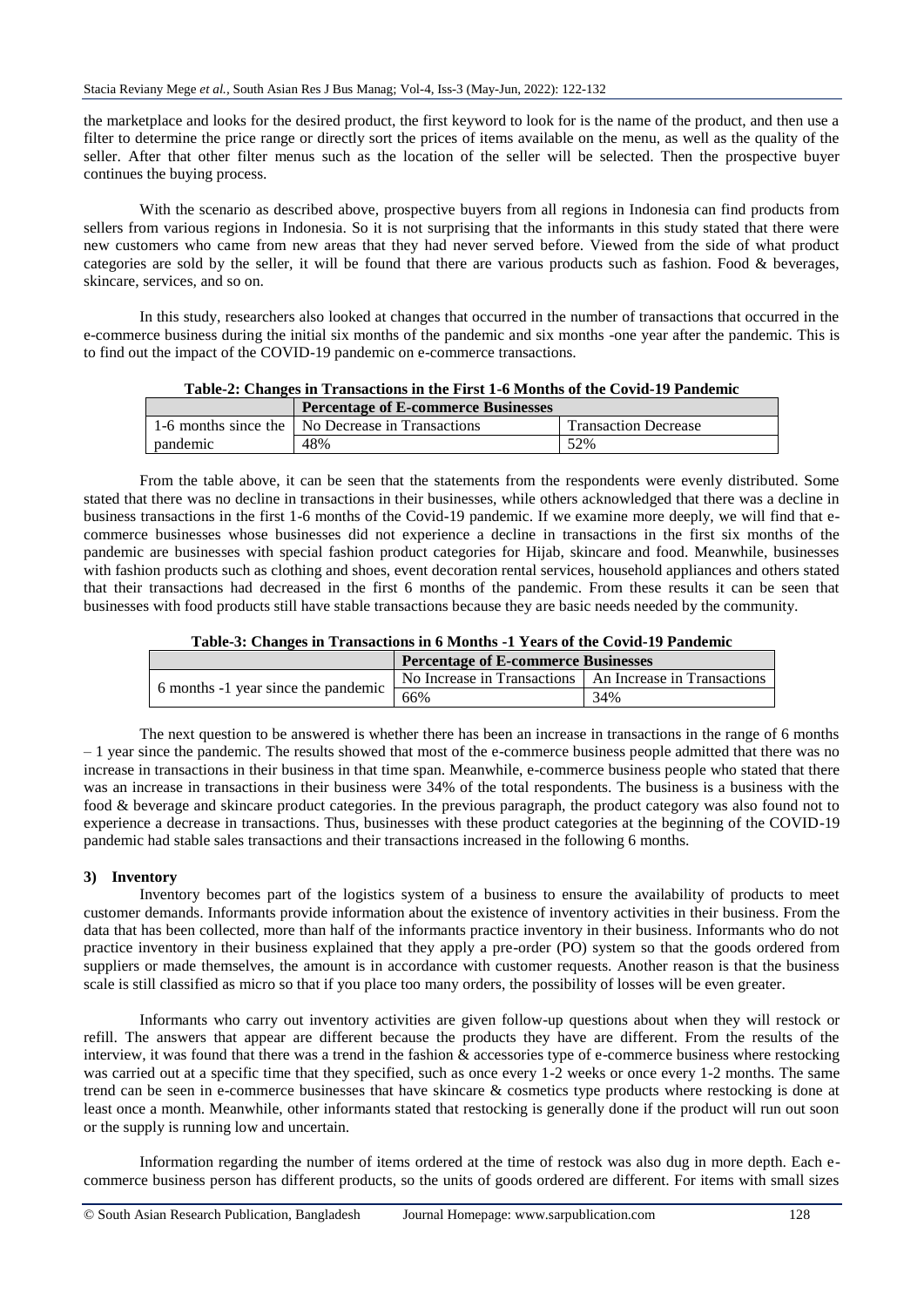the marketplace and looks for the desired product, the first keyword to look for is the name of the product, and then use a filter to determine the price range or directly sort the prices of items available on the menu, as well as the quality of the seller. After that other filter menus such as the location of the seller will be selected. Then the prospective buyer continues the buying process.

With the scenario as described above, prospective buyers from all regions in Indonesia can find products from sellers from various regions in Indonesia. So it is not surprising that the informants in this study stated that there were new customers who came from new areas that they had never served before. Viewed from the side of what product categories are sold by the seller, it will be found that there are various products such as fashion. Food & beverages, skincare, services, and so on.

In this study, researchers also looked at changes that occurred in the number of transactions that occurred in the e-commerce business during the initial six months of the pandemic and six months -one year after the pandemic. This is to find out the impact of the COVID-19 pandemic on e-commerce transactions.

**Table-2: Changes in Transactions in the First 1-6 Months of the Covid-19 Pandemic**

| | **Percentage of E-commerce Businesses** | |
|---|---|---|
| 1-6 months since the pandemic | No Decrease in Transactions | Transaction Decrease |
| | 48% | 52% |

From the table above, it can be seen that the statements from the respondents were evenly distributed. Some stated that there was no decline in transactions in their businesses, while others acknowledged that there was a decline in business transactions in the first 1-6 months of the Covid-19 pandemic. If we examine more deeply, we will find that e-commerce businesses whose businesses did not experience a decline in transactions in the first six months of the pandemic are businesses with special fashion product categories for Hijab, skincare and food. Meanwhile, businesses with fashion products such as clothing and shoes, event decoration rental services, household appliances and others stated that their transactions had decreased in the first 6 months of the pandemic. From these results it can be seen that businesses with food products still have stable transactions because they are basic needs needed by the community.

**Table-3: Changes in Transactions in 6 Months -1 Years of the Covid-19 Pandemic**

| | **Percentage of E-commerce Businesses** | |
|---|---|---|
| 6 months -1 year since the pandemic | No Increase in Transactions | An Increase in Transactions |
| | 66% | 34% |

The next question to be answered is whether there has been an increase in transactions in the range of 6 months – 1 year since the pandemic. The results showed that most of the e-commerce business people admitted that there was no increase in transactions in their business in that time span. Meanwhile, e-commerce business people who stated that there was an increase in transactions in their business were 34% of the total respondents. The business is a business with the food & beverage and skincare product categories. In the previous paragraph, the product category was also found not to experience a decrease in transactions. Thus, businesses with these product categories at the beginning of the COVID-19 pandemic had stable sales transactions and their transactions increased in the following 6 months.

### 3) Inventory

Inventory becomes part of the logistics system of a business to ensure the availability of products to meet customer demands. Informants provide information about the existence of inventory activities in their business. From the data that has been collected, more than half of the informants practice inventory in their business. Informants who do not practice inventory in their business explained that they apply a pre-order (PO) system so that the goods ordered from suppliers or made themselves, the amount is in accordance with customer requests. Another reason is that the business scale is still classified as micro so that if you place too many orders, the possibility of losses will be even greater.

Informants who carry out inventory activities are given follow-up questions about when they will restock or refill. The answers that appear are different because the products they have are different. From the results of the interview, it was found that there was a trend in the fashion & accessories type of e-commerce business where restocking was carried out at a specific time that they specified, such as once every 1-2 weeks or once every 1-2 months. The same trend can be seen in e-commerce businesses that have skincare & cosmetics type products where restocking is done at least once a month. Meanwhile, other informants stated that restocking is generally done if the product will run out soon or the supply is running low and uncertain.

Information regarding the number of items ordered at the time of restock was also dug in more depth. Each e-commerce business person has different products, so the units of goods ordered are different. For items with small sizes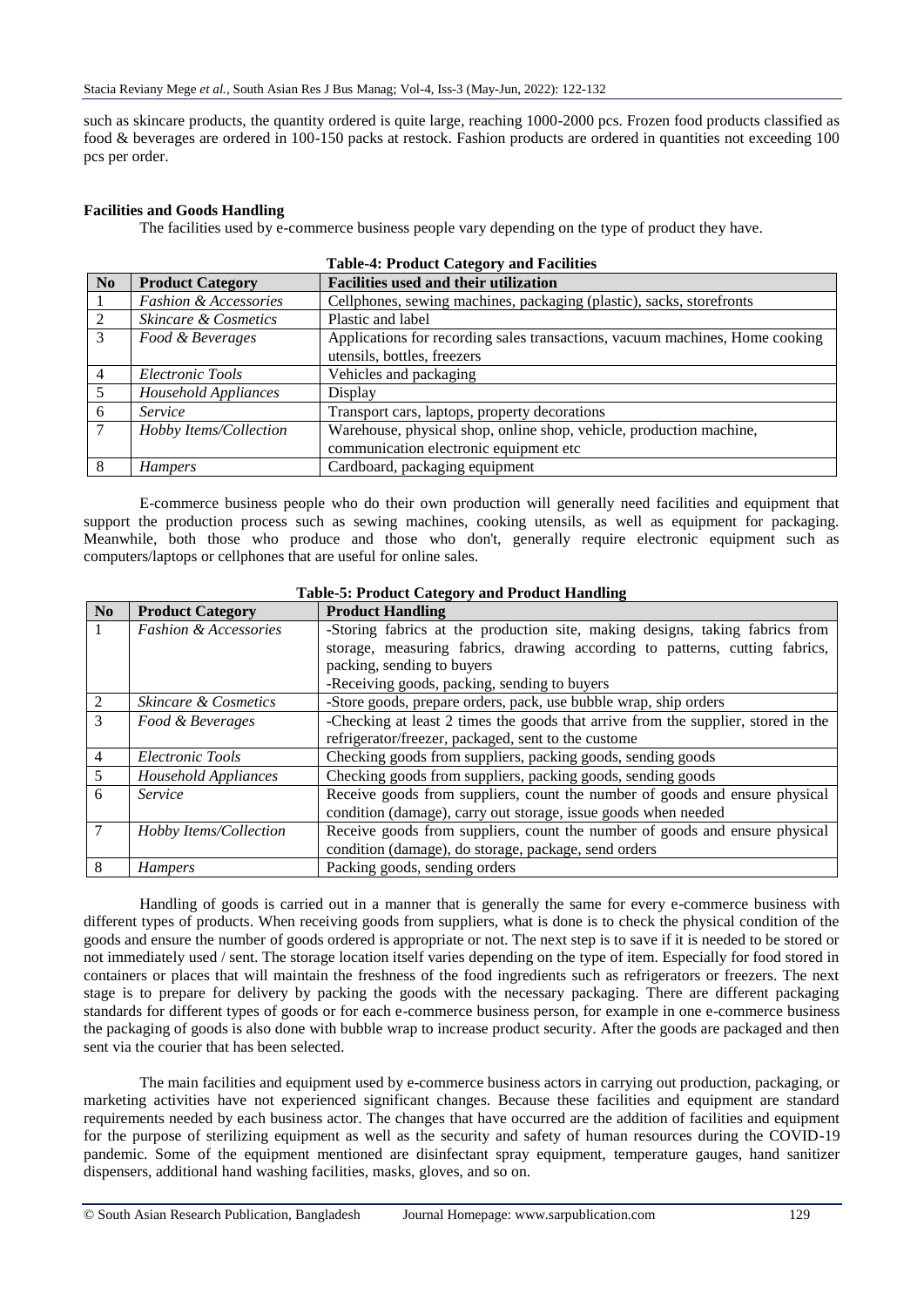such as skincare products, the quantity ordered is quite large, reaching 1000-2000 pcs. Frozen food products classified as food & beverages are ordered in 100-150 packs at restock. Fashion products are ordered in quantities not exceeding 100 pcs per order.

**Facilities and Goods Handling**

The facilities used by e-commerce business people vary depending on the type of product they have.

**Table-4: Product Category and Facilities**

| No | Product Category | Facilities used and their utilization |
|---|---|---|
| 1 | *Fashion & Accessories* | Cellphones, sewing machines, packaging (plastic), sacks, storefronts |
| 2 | *Skincare & Cosmetics* | Plastic and label |
| 3 | *Food & Beverages* | Applications for recording sales transactions, vacuum machines, Home cooking utensils, bottles, freezers |
| 4 | *Electronic Tools* | Vehicles and packaging |
| 5 | *Household Appliances* | Display |
| 6 | *Service* | Transport cars, laptops, property decorations |
| 7 | *Hobby Items/Collection* | Warehouse, physical shop, online shop, vehicle, production machine, communication electronic equipment etc |
| 8 | *Hampers* | Cardboard, packaging equipment |

E-commerce business people who do their own production will generally need facilities and equipment that support the production process such as sewing machines, cooking utensils, as well as equipment for packaging. Meanwhile, both those who produce and those who don't, generally require electronic equipment such as computers/laptops or cellphones that are useful for online sales.

**Table-5: Product Category and Product Handling**

| No | Product Category | Product Handling |
|---|---|---|
| 1 | *Fashion & Accessories* | -Storing fabrics at the production site, making designs, taking fabrics from storage, measuring fabrics, drawing according to patterns, cutting fabrics, packing, sending to buyers<br>-Receiving goods, packing, sending to buyers |
| 2 | *Skincare & Cosmetics* | -Store goods, prepare orders, pack, use bubble wrap, ship orders |
| 3 | *Food & Beverages* | -Checking at least 2 times the goods that arrive from the supplier, stored in the refrigerator/freezer, packaged, sent to the custome |
| 4 | *Electronic Tools* | Checking goods from suppliers, packing goods, sending goods |
| 5 | *Household Appliances* | Checking goods from suppliers, packing goods, sending goods |
| 6 | *Service* | Receive goods from suppliers, count the number of goods and ensure physical condition (damage), carry out storage, issue goods when needed |
| 7 | *Hobby Items/Collection* | Receive goods from suppliers, count the number of goods and ensure physical condition (damage), do storage, package, send orders |
| 8 | *Hampers* | Packing goods, sending orders |

Handling of goods is carried out in a manner that is generally the same for every e-commerce business with different types of products. When receiving goods from suppliers, what is done is to check the physical condition of the goods and ensure the number of goods ordered is appropriate or not. The next step is to save if it is needed to be stored or not immediately used / sent. The storage location itself varies depending on the type of item. Especially for food stored in containers or places that will maintain the freshness of the food ingredients such as refrigerators or freezers. The next stage is to prepare for delivery by packing the goods with the necessary packaging. There are different packaging standards for different types of goods or for each e-commerce business person, for example in one e-commerce business the packaging of goods is also done with bubble wrap to increase product security. After the goods are packaged and then sent via the courier that has been selected.

The main facilities and equipment used by e-commerce business actors in carrying out production, packaging, or marketing activities have not experienced significant changes. Because these facilities and equipment are standard requirements needed by each business actor. The changes that have occurred are the addition of facilities and equipment for the purpose of sterilizing equipment as well as the security and safety of human resources during the COVID-19 pandemic. Some of the equipment mentioned are disinfectant spray equipment, temperature gauges, hand sanitizer dispensers, additional hand washing facilities, masks, gloves, and so on.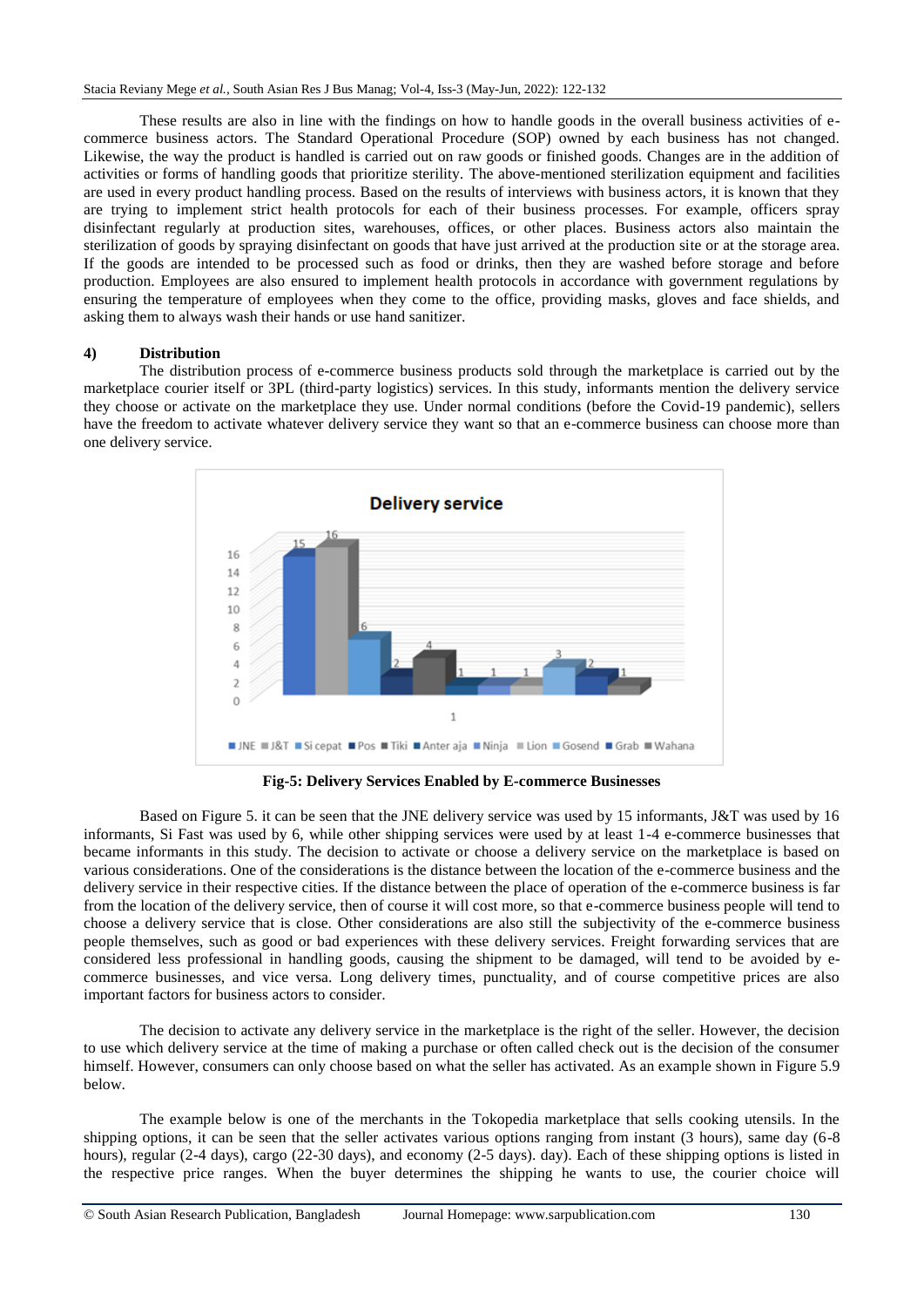These results are also in line with the findings on how to handle goods in the overall business activities of e-commerce business actors. The Standard Operational Procedure (SOP) owned by each business has not changed. Likewise, the way the product is handled is carried out on raw goods or finished goods. Changes are in the addition of activities or forms of handling goods that prioritize sterility. The above-mentioned sterilization equipment and facilities are used in every product handling process. Based on the results of interviews with business actors, it is known that they are trying to implement strict health protocols for each of their business processes. For example, officers spray disinfectant regularly at production sites, warehouses, offices, or other places. Business actors also maintain the sterilization of goods by spraying disinfectant on goods that have just arrived at the production site or at the storage area. If the goods are intended to be processed such as food or drinks, then they are washed before storage and before production. Employees are also ensured to implement health protocols in accordance with government regulations by ensuring the temperature of employees when they come to the office, providing masks, gloves and face shields, and asking them to always wash their hands or use hand sanitizer.

#### 4) Distribution

The distribution process of e-commerce business products sold through the marketplace is carried out by the marketplace courier itself or 3PL (third-party logistics) services. In this study, informants mention the delivery service they choose or activate on the marketplace they use. Under normal conditions (before the Covid-19 pandemic), sellers have the freedom to activate whatever delivery service they want so that an e-commerce business can choose more than one delivery service.

**Delivery service**

| Delivery service | Count |
|---|---|
| JNE | 15 |
| J&T | 16 |
| Si cepat | 6 |
| Pos | 2 |
| Tiki | 4 |
| Anter aja | 1 |
| Ninja | 1 |
| Lion | 1 |
| Gosend | 3 |
| Grab | 2 |
| Wahana | 1 |

**Fig-5: Delivery Services Enabled by E-commerce Businesses**

Based on Figure 5. it can be seen that the JNE delivery service was used by 15 informants, J&T was used by 16 informants, Si Fast was used by 6, while other shipping services were used by at least 1-4 e-commerce businesses that became informants in this study. The decision to activate or choose a delivery service on the marketplace is based on various considerations. One of the considerations is the distance between the location of the e-commerce business and the delivery service in their respective cities. If the distance between the place of operation of the e-commerce business is far from the location of the delivery service, then of course it will cost more, so that e-commerce business people will tend to choose a delivery service that is close. Other considerations are also still the subjectivity of the e-commerce business people themselves, such as good or bad experiences with these delivery services. Freight forwarding services that are considered less professional in handling goods, causing the shipment to be damaged, will tend to be avoided by e-commerce businesses, and vice versa. Long delivery times, punctuality, and of course competitive prices are also important factors for business actors to consider.

The decision to activate any delivery service in the marketplace is the right of the seller. However, the decision to use which delivery service at the time of making a purchase or often called check out is the decision of the consumer himself. However, consumers can only choose based on what the seller has activated. As an example shown in Figure 5.9 below.

The example below is one of the merchants in the Tokopedia marketplace that sells cooking utensils. In the shipping options, it can be seen that the seller activates various options ranging from instant (3 hours), same day (6-8 hours), regular (2-4 days), cargo (22-30 days), and economy (2-5 days). day). Each of these shipping options is listed in the respective price ranges. When the buyer determines the shipping he wants to use, the courier choice will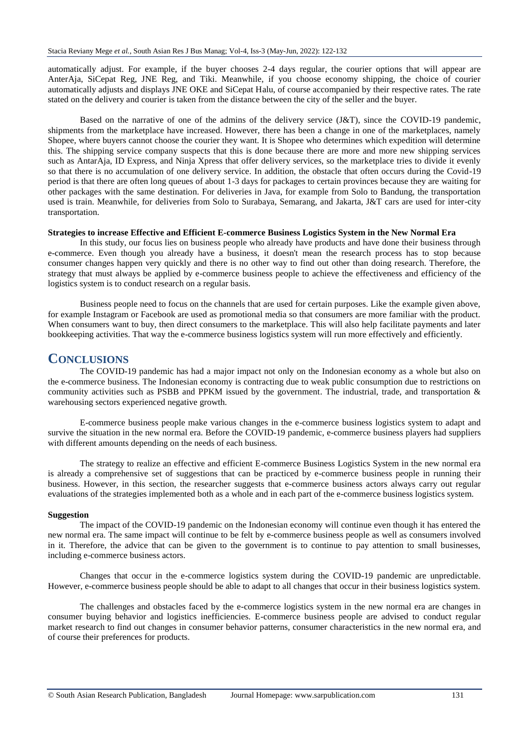automatically adjust. For example, if the buyer chooses 2-4 days regular, the courier options that will appear are AnterAja, SiCepat Reg, JNE Reg, and Tiki. Meanwhile, if you choose economy shipping, the choice of courier automatically adjusts and displays JNE OKE and SiCepat Halu, of course accompanied by their respective rates. The rate stated on the delivery and courier is taken from the distance between the city of the seller and the buyer.

Based on the narrative of one of the admins of the delivery service (J&T), since the COVID-19 pandemic, shipments from the marketplace have increased. However, there has been a change in one of the marketplaces, namely Shopee, where buyers cannot choose the courier they want. It is Shopee who determines which expedition will determine this. The shipping service company suspects that this is done because there are more and more new shipping services such as AntarAja, ID Express, and Ninja Xpress that offer delivery services, so the marketplace tries to divide it evenly so that there is no accumulation of one delivery service. In addition, the obstacle that often occurs during the Covid-19 period is that there are often long queues of about 1-3 days for packages to certain provinces because they are waiting for other packages with the same destination. For deliveries in Java, for example from Solo to Bandung, the transportation used is train. Meanwhile, for deliveries from Solo to Surabaya, Semarang, and Jakarta, J&T cars are used for inter-city transportation.

**Strategies to increase Effective and Efficient E-commerce Business Logistics System in the New Normal Era**

In this study, our focus lies on business people who already have products and have done their business through e-commerce. Even though you already have a business, it doesn't mean the research process has to stop because consumer changes happen very quickly and there is no other way to find out other than doing research. Therefore, the strategy that must always be applied by e-commerce business people to achieve the effectiveness and efficiency of the logistics system is to conduct research on a regular basis.

Business people need to focus on the channels that are used for certain purposes. Like the example given above, for example Instagram or Facebook are used as promotional media so that consumers are more familiar with the product. When consumers want to buy, then direct consumers to the marketplace. This will also help facilitate payments and later bookkeeping activities. That way the e-commerce business logistics system will run more effectively and efficiently.

## CONCLUSIONS

The COVID-19 pandemic has had a major impact not only on the Indonesian economy as a whole but also on the e-commerce business. The Indonesian economy is contracting due to weak public consumption due to restrictions on community activities such as PSBB and PPKM issued by the government. The industrial, trade, and transportation & warehousing sectors experienced negative growth.

E-commerce business people make various changes in the e-commerce business logistics system to adapt and survive the situation in the new normal era. Before the COVID-19 pandemic, e-commerce business players had suppliers with different amounts depending on the needs of each business.

The strategy to realize an effective and efficient E-commerce Business Logistics System in the new normal era is already a comprehensive set of suggestions that can be practiced by e-commerce business people in running their business. However, in this section, the researcher suggests that e-commerce business actors always carry out regular evaluations of the strategies implemented both as a whole and in each part of the e-commerce business logistics system.

**Suggestion**

The impact of the COVID-19 pandemic on the Indonesian economy will continue even though it has entered the new normal era. The same impact will continue to be felt by e-commerce business people as well as consumers involved in it. Therefore, the advice that can be given to the government is to continue to pay attention to small businesses, including e-commerce business actors.

Changes that occur in the e-commerce logistics system during the COVID-19 pandemic are unpredictable. However, e-commerce business people should be able to adapt to all changes that occur in their business logistics system.

The challenges and obstacles faced by the e-commerce logistics system in the new normal era are changes in consumer buying behavior and logistics inefficiencies. E-commerce business people are advised to conduct regular market research to find out changes in consumer behavior patterns, consumer characteristics in the new normal era, and of course their preferences for products.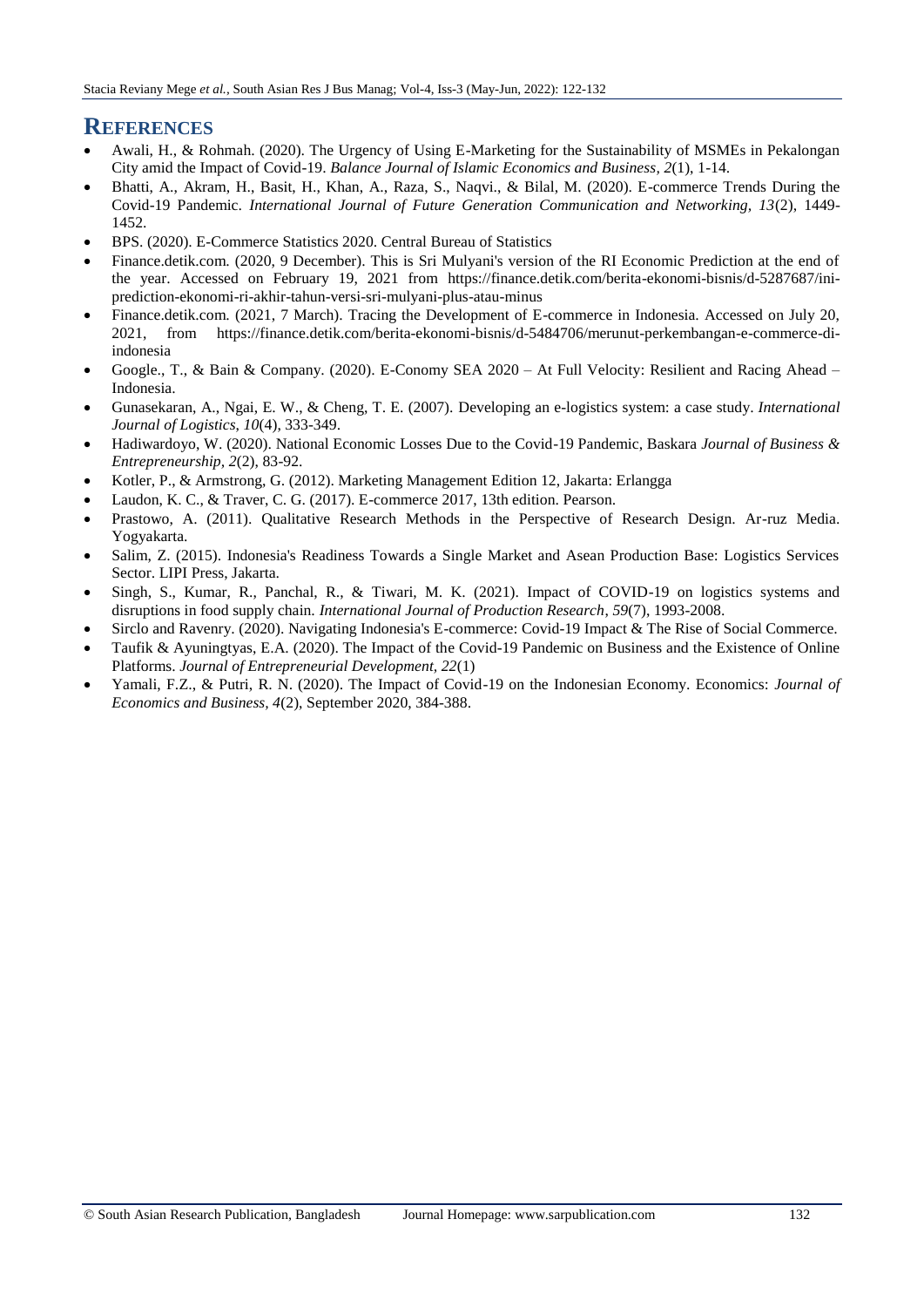## REFERENCES

- Awali, H., & Rohmah. (2020). The Urgency of Using E-Marketing for the Sustainability of MSMEs in Pekalongan City amid the Impact of Covid-19. *Balance Journal of Islamic Economics and Business, 2*(1), 1-14.
- Bhatti, A., Akram, H., Basit, H., Khan, A., Raza, S., Naqvi., & Bilal, M. (2020). E-commerce Trends During the Covid-19 Pandemic. *International Journal of Future Generation Communication and Networking, 13*(2), 1449-1452.
- BPS. (2020). E-Commerce Statistics 2020. Central Bureau of Statistics
- Finance.detik.com. (2020, 9 December). This is Sri Mulyani's version of the RI Economic Prediction at the end of the year. Accessed on February 19, 2021 from https://finance.detik.com/berita-ekonomi-bisnis/d-5287687/ini-prediction-ekonomi-ri-akhir-tahun-versi-sri-mulyani-plus-atau-minus
- Finance.detik.com. (2021, 7 March). Tracing the Development of E-commerce in Indonesia. Accessed on July 20, 2021, from https://finance.detik.com/berita-ekonomi-bisnis/d-5484706/merunut-perkembangan-e-commerce-di-indonesia
- Google., T., & Bain & Company. (2020). E-Conomy SEA 2020 – At Full Velocity: Resilient and Racing Ahead – Indonesia.
- Gunasekaran, A., Ngai, E. W., & Cheng, T. E. (2007). Developing an e-logistics system: a case study. *International Journal of Logistics, 10*(4), 333-349.
- Hadiwardoyo, W. (2020). National Economic Losses Due to the Covid-19 Pandemic, Baskara *Journal of Business & Entrepreneurship, 2*(2), 83-92.
- Kotler, P., & Armstrong, G. (2012). Marketing Management Edition 12, Jakarta: Erlangga
- Laudon, K. C., & Traver, C. G. (2017). E-commerce 2017, 13th edition. Pearson.
- Prastowo, A. (2011). Qualitative Research Methods in the Perspective of Research Design. Ar-ruz Media. Yogyakarta.
- Salim, Z. (2015). Indonesia's Readiness Towards a Single Market and Asean Production Base: Logistics Services Sector. LIPI Press, Jakarta.
- Singh, S., Kumar, R., Panchal, R., & Tiwari, M. K. (2021). Impact of COVID-19 on logistics systems and disruptions in food supply chain. *International Journal of Production Research*, *59*(7), 1993-2008.
- Sirclo and Ravenry. (2020). Navigating Indonesia's E-commerce: Covid-19 Impact & The Rise of Social Commerce.
- Taufik & Ayuningtyas, E.A. (2020). The Impact of the Covid-19 Pandemic on Business and the Existence of Online Platforms. *Journal of Entrepreneurial Development, 22*(1)
- Yamali, F.Z., & Putri, R. N. (2020). The Impact of Covid-19 on the Indonesian Economy. Economics: *Journal of Economics and Business*, *4*(2), September 2020, 384-388.